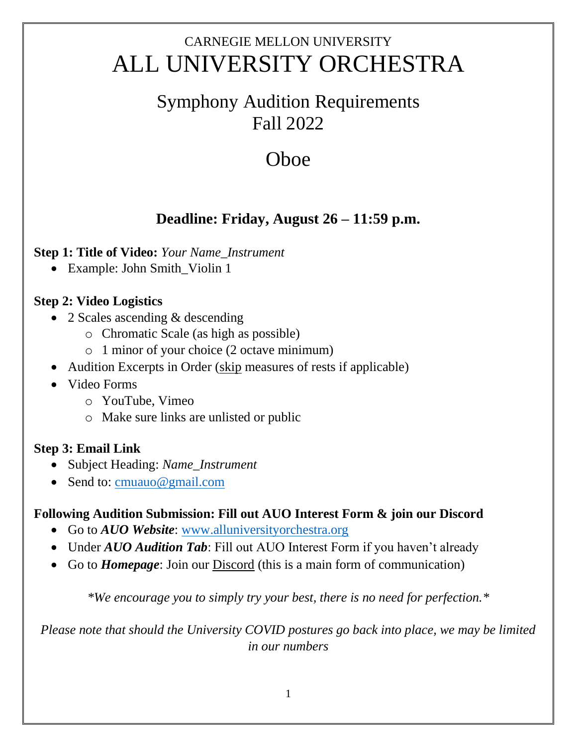CARNEGIE MELLON UNIVERSITY

# ALL UNIVERSITY ORCHESTRA

## Symphony Audition Requirements
## Fall 2022

## Oboe

### Deadline: Friday, August 26 – 11:59 p.m.

**Step 1: Title of Video:** *Your Name_Instrument*

- Example: John Smith_Violin 1

**Step 2: Video Logistics**

- 2 Scales ascending & descending
  - Chromatic Scale (as high as possible)
  - 1 minor of your choice (2 octave minimum)
- Audition Excerpts in Order (skip measures of rests if applicable)
- Video Forms
  - YouTube, Vimeo
  - Make sure links are unlisted or public

**Step 3: Email Link**

- Subject Heading: *Name_Instrument*
- Send to: cmuauo@gmail.com

**Following Audition Submission: Fill out AUO Interest Form & join our Discord**

- Go to ***AUO Website***: www.alluniversityorchestra.org
- Under ***AUO Audition Tab***: Fill out AUO Interest Form if you haven't already
- Go to ***Homepage***: Join our Discord (this is a main form of communication)

*\*We encourage you to simply try your best, there is no need for perfection.\**

*Please note that should the University COVID postures go back into place, we may be limited in our numbers*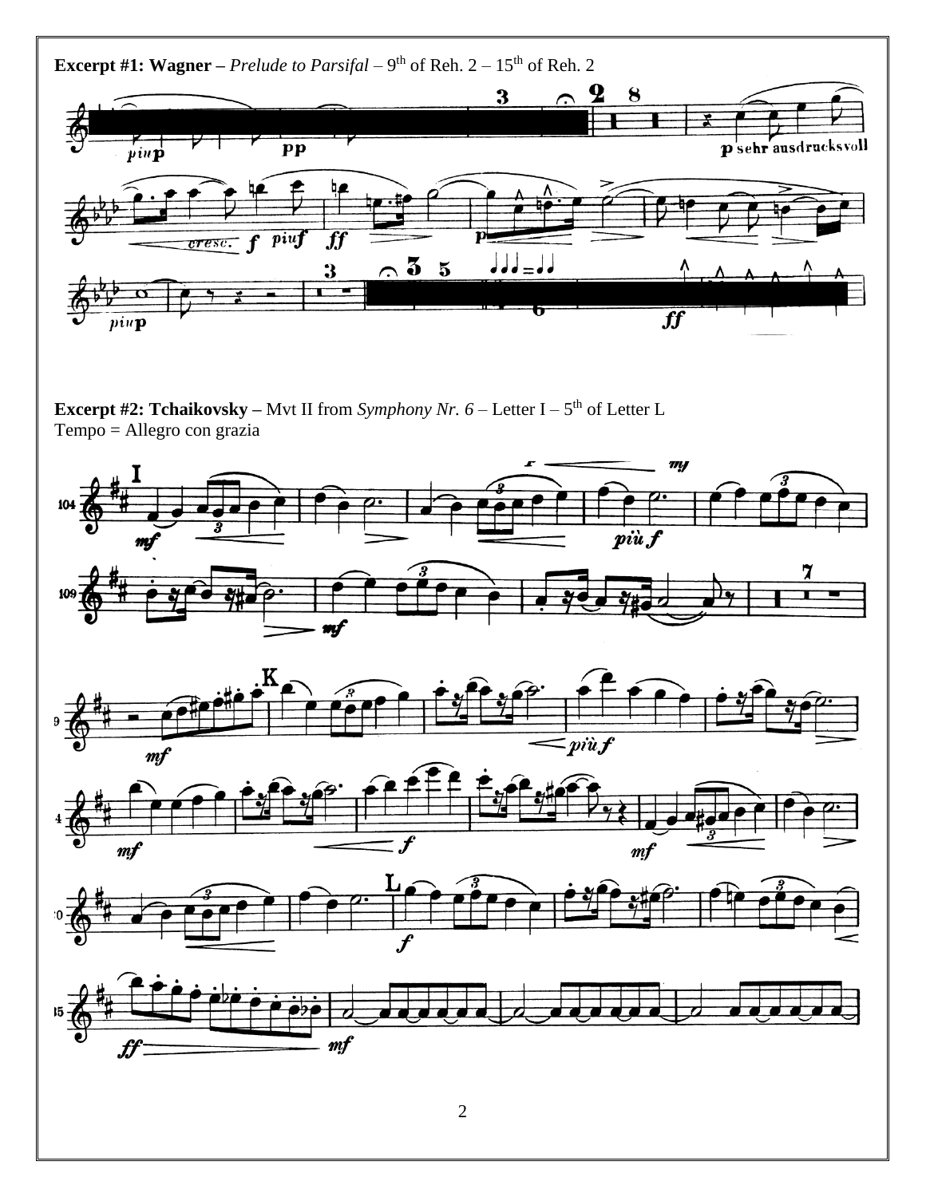**Excerpt #1: Wagner –** *Prelude to Parsifal* – 9th of Reh. 2 – 15th of Reh. 2

**Excerpt #2: Tchaikovsky –** Mvt II from *Symphony Nr. 6* – Letter I – 5th of Letter L
Tempo = Allegro con grazia